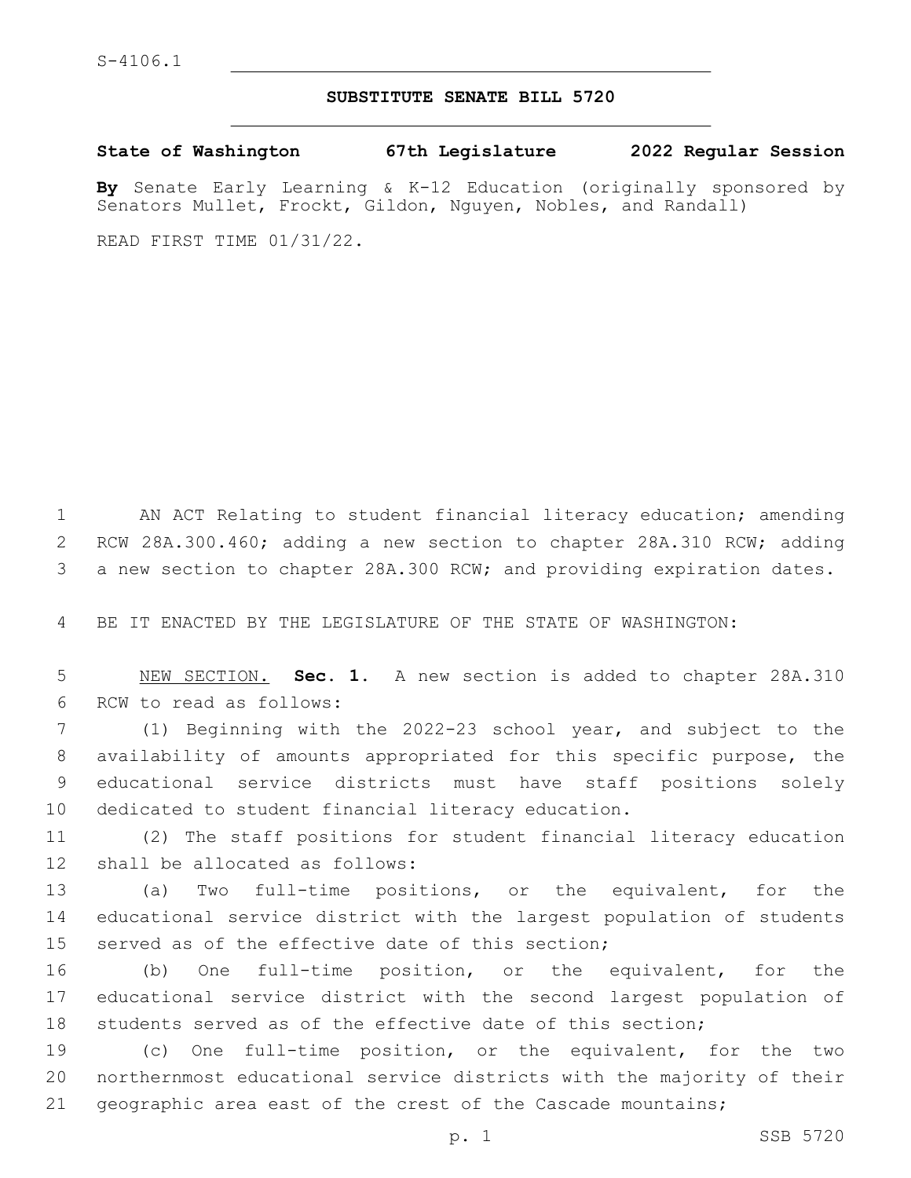S-4106.1

# SUBSTITUTE SENATE BILL 5720

**State of Washington 67th Legislature 2022 Regular Session**

**By** Senate Early Learning & K-12 Education (originally sponsored by Senators Mullet, Frockt, Gildon, Nguyen, Nobles, and Randall)

READ FIRST TIME 01/31/22.

AN ACT Relating to student financial literacy education; amending RCW 28A.300.460; adding a new section to chapter 28A.310 RCW; adding a new section to chapter 28A.300 RCW; and providing expiration dates.

BE IT ENACTED BY THE LEGISLATURE OF THE STATE OF WASHINGTON:

NEW SECTION. **Sec. 1.** A new section is added to chapter 28A.310 RCW to read as follows:

(1) Beginning with the 2022-23 school year, and subject to the availability of amounts appropriated for this specific purpose, the educational service districts must have staff positions solely dedicated to student financial literacy education.

(2) The staff positions for student financial literacy education shall be allocated as follows:

(a) Two full-time positions, or the equivalent, for the educational service district with the largest population of students served as of the effective date of this section;

(b) One full-time position, or the equivalent, for the educational service district with the second largest population of students served as of the effective date of this section;

(c) One full-time position, or the equivalent, for the two northernmost educational service districts with the majority of their geographic area east of the crest of the Cascade mountains;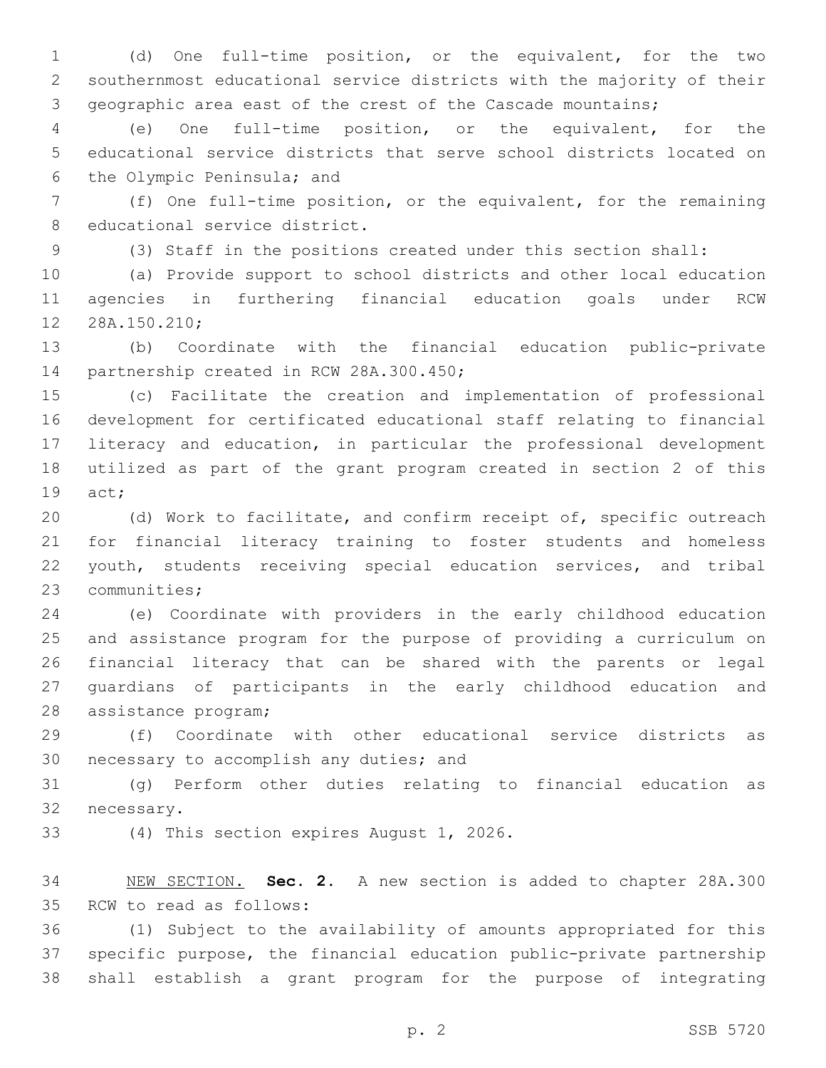(d) One full-time position, or the equivalent, for the two southernmost educational service districts with the majority of their geographic area east of the crest of the Cascade mountains;

(e) One full-time position, or the equivalent, for the educational service districts that serve school districts located on the Olympic Peninsula; and

(f) One full-time position, or the equivalent, for the remaining educational service district.

(3) Staff in the positions created under this section shall:

(a) Provide support to school districts and other local education agencies in furthering financial education goals under RCW 28A.150.210;

(b) Coordinate with the financial education public-private partnership created in RCW 28A.300.450;

(c) Facilitate the creation and implementation of professional development for certificated educational staff relating to financial literacy and education, in particular the professional development utilized as part of the grant program created in section 2 of this act;

(d) Work to facilitate, and confirm receipt of, specific outreach for financial literacy training to foster students and homeless youth, students receiving special education services, and tribal communities;

(e) Coordinate with providers in the early childhood education and assistance program for the purpose of providing a curriculum on financial literacy that can be shared with the parents or legal guardians of participants in the early childhood education and assistance program;

(f) Coordinate with other educational service districts as necessary to accomplish any duties; and

(g) Perform other duties relating to financial education as necessary.

(4) This section expires August 1, 2026.

NEW SECTION. **Sec. 2.** A new section is added to chapter 28A.300 RCW to read as follows:

(1) Subject to the availability of amounts appropriated for this specific purpose, the financial education public-private partnership shall establish a grant program for the purpose of integrating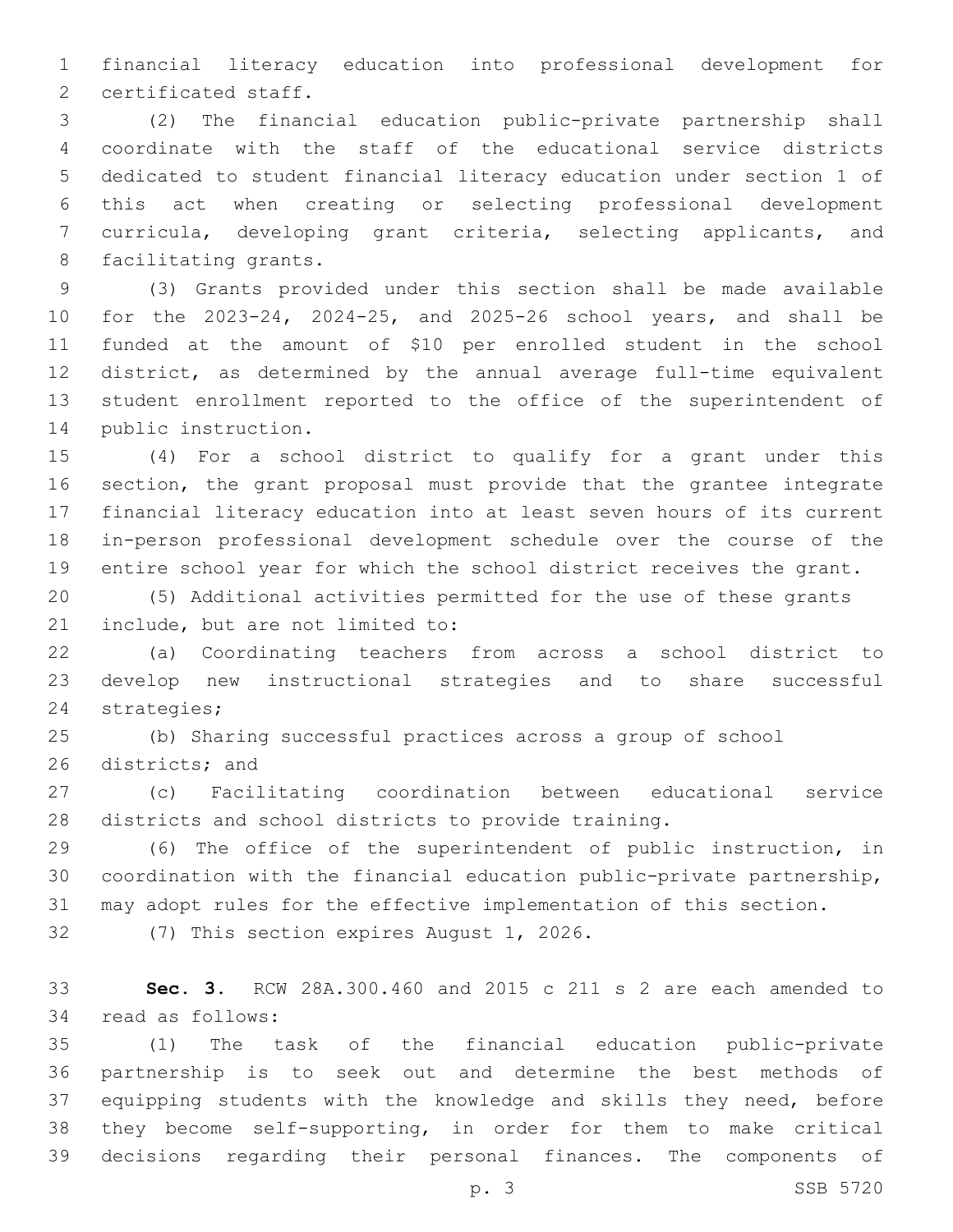financial literacy education into professional development for certificated staff.

(2) The financial education public-private partnership shall coordinate with the staff of the educational service districts dedicated to student financial literacy education under section 1 of this act when creating or selecting professional development curricula, developing grant criteria, selecting applicants, and facilitating grants.

(3) Grants provided under this section shall be made available for the 2023-24, 2024-25, and 2025-26 school years, and shall be funded at the amount of $10 per enrolled student in the school district, as determined by the annual average full-time equivalent student enrollment reported to the office of the superintendent of public instruction.

(4) For a school district to qualify for a grant under this section, the grant proposal must provide that the grantee integrate financial literacy education into at least seven hours of its current in-person professional development schedule over the course of the entire school year for which the school district receives the grant.

(5) Additional activities permitted for the use of these grants include, but are not limited to:

(a) Coordinating teachers from across a school district to develop new instructional strategies and to share successful strategies;

(b) Sharing successful practices across a group of school districts; and

(c) Facilitating coordination between educational service districts and school districts to provide training.

(6) The office of the superintendent of public instruction, in coordination with the financial education public-private partnership, may adopt rules for the effective implementation of this section.

(7) This section expires August 1, 2026.

**Sec. 3.** RCW 28A.300.460 and 2015 c 211 s 2 are each amended to read as follows:

(1) The task of the financial education public-private partnership is to seek out and determine the best methods of equipping students with the knowledge and skills they need, before they become self-supporting, in order for them to make critical decisions regarding their personal finances. The components of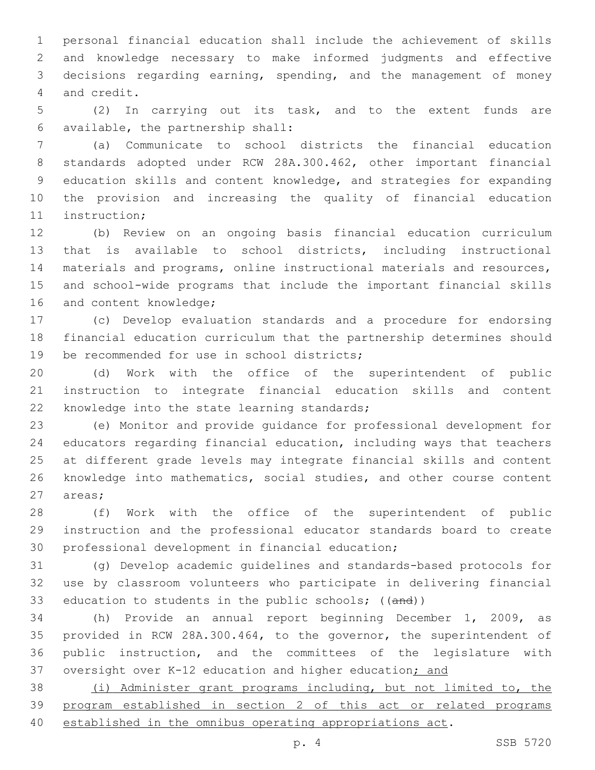personal financial education shall include the achievement of skills and knowledge necessary to make informed judgments and effective decisions regarding earning, spending, and the management of money and credit.

(2) In carrying out its task, and to the extent funds are available, the partnership shall:

(a) Communicate to school districts the financial education standards adopted under RCW 28A.300.462, other important financial education skills and content knowledge, and strategies for expanding the provision and increasing the quality of financial education instruction;

(b) Review on an ongoing basis financial education curriculum that is available to school districts, including instructional materials and programs, online instructional materials and resources, and school-wide programs that include the important financial skills and content knowledge;

(c) Develop evaluation standards and a procedure for endorsing financial education curriculum that the partnership determines should be recommended for use in school districts;

(d) Work with the office of the superintendent of public instruction to integrate financial education skills and content knowledge into the state learning standards;

(e) Monitor and provide guidance for professional development for educators regarding financial education, including ways that teachers at different grade levels may integrate financial skills and content knowledge into mathematics, social studies, and other course content areas;

(f) Work with the office of the superintendent of public instruction and the professional educator standards board to create professional development in financial education;

(g) Develop academic guidelines and standards-based protocols for use by classroom volunteers who participate in delivering financial education to students in the public schools; ((~~and~~))

(h) Provide an annual report beginning December 1, 2009, as provided in RCW 28A.300.464, to the governor, the superintendent of public instruction, and the committees of the legislature with oversight over K-12 education and higher education<u>; and</u>

<u>(i) Administer grant programs including, but not limited to, the program established in section 2 of this act or related programs established in the omnibus operating appropriations act</u>.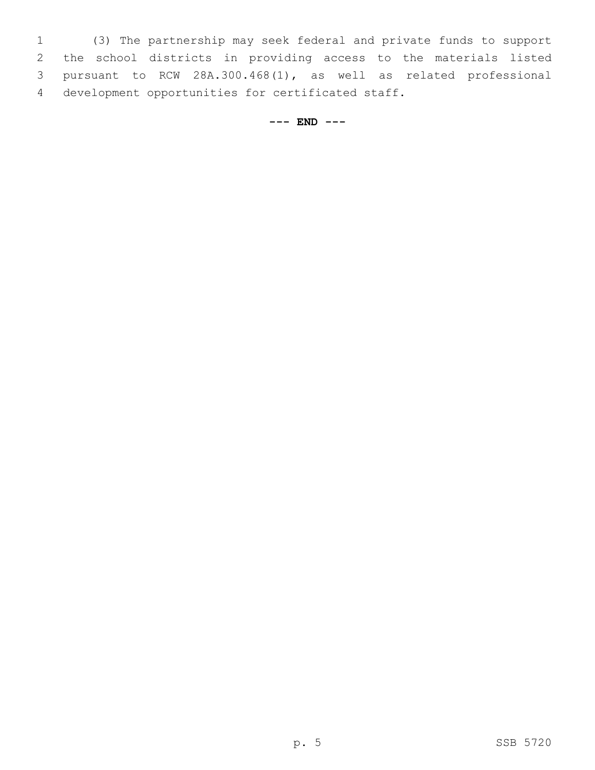(3) The partnership may seek federal and private funds to support the school districts in providing access to the materials listed pursuant to RCW 28A.300.468(1), as well as related professional development opportunities for certificated staff.

**--- END ---**